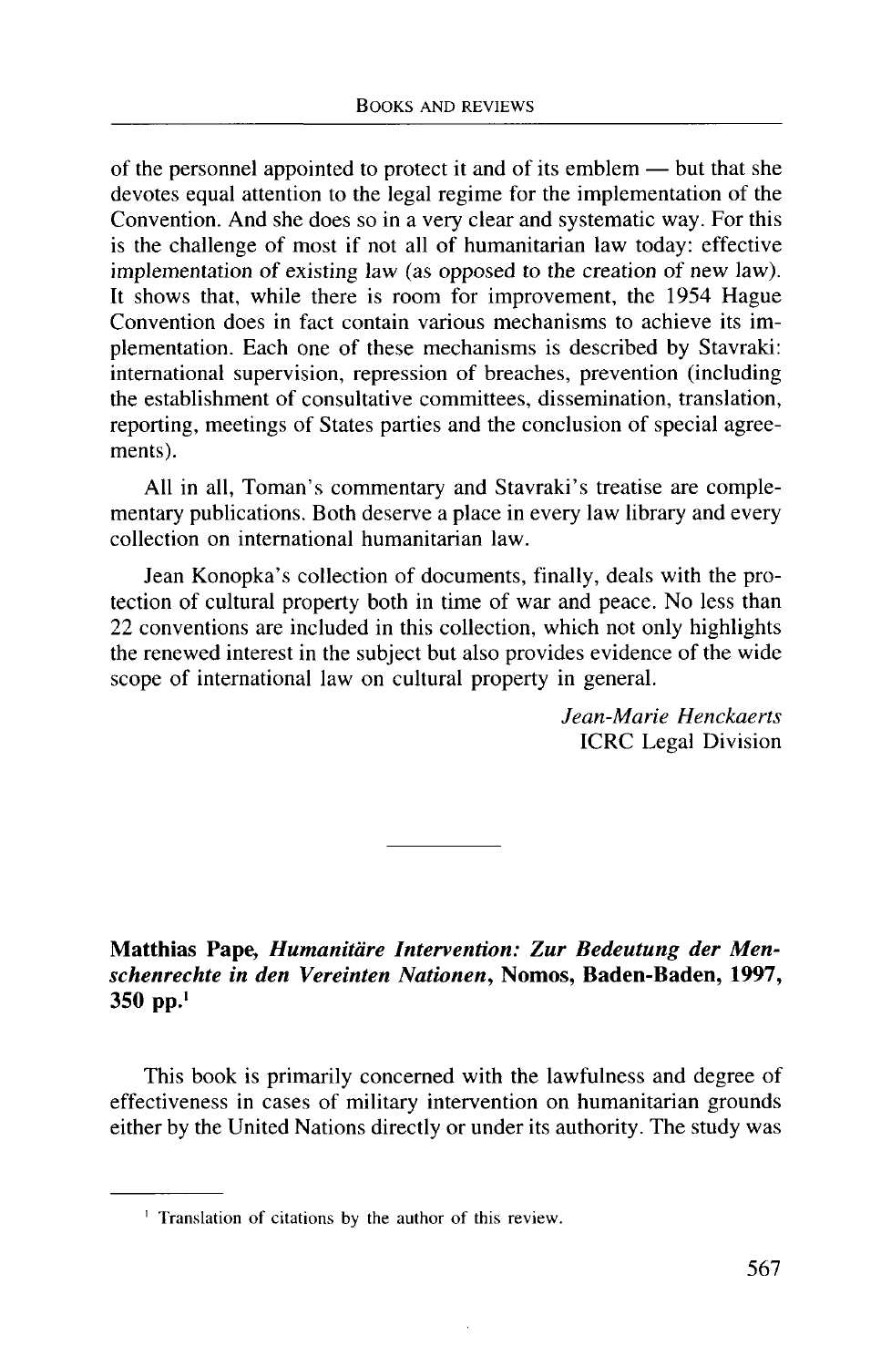of the personnel appointed to protect it and of its emblem — but that she devotes equal attention to the legal regime for the implementation of the Convention. And she does so in a very clear and systematic way. For this is the challenge of most if not all of humanitarian law today: effective implementation of existing law (as opposed to the creation of new law). It shows that, while there is room for improvement, the 1954 Hague Convention does in fact contain various mechanisms to achieve its implementation. Each one of these mechanisms is described by Stavraki: international supervision, repression of breaches, prevention (including the establishment of consultative committees, dissemination, translation, reporting, meetings of States parties and the conclusion of special agreements).

All in all, Toman's commentary and Stavraki's treatise are complementary publications. Both deserve a place in every law library and every collection on international humanitarian law.

Jean Konopka's collection of documents, finally, deals with the protection of cultural property both in time of war and peace. No less than 22 conventions are included in this collection, which not only highlights the renewed interest in the subject but also provides evidence of the wide scope of international law on cultural property in general.

*Jean-Marie Henckaerts*
ICRC Legal Division

---

**Matthias Pape, *Humanitäre Intervention: Zur Bedeutung der Menschenrechte in den Vereinten Nationen*, Nomos, Baden-Baden, 1997, 350 pp.**[1]

This book is primarily concerned with the lawfulness and degree of effectiveness in cases of military intervention on humanitarian grounds either by the United Nations directly or under its authority. The study was

[1] Translation of citations by the author of this review.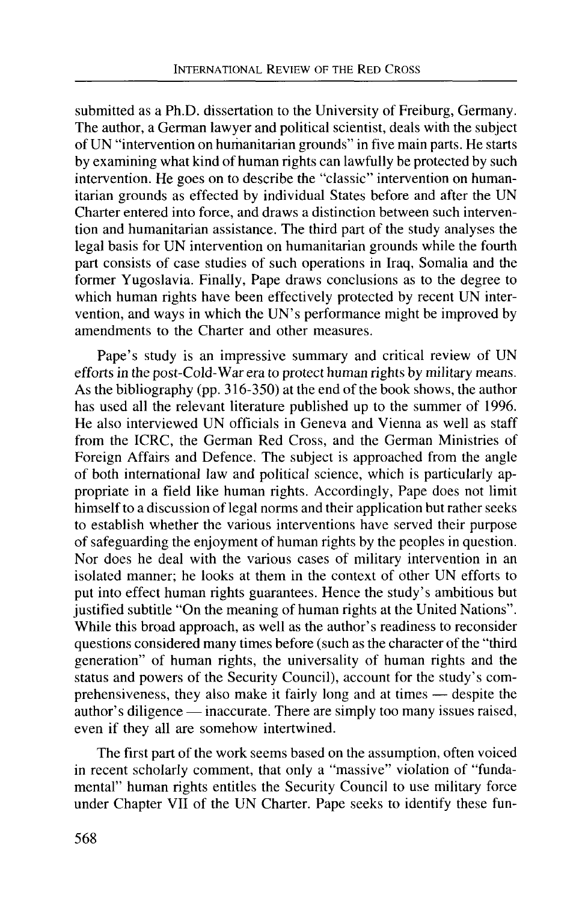submitted as a Ph.D. dissertation to the University of Freiburg, Germany. The author, a German lawyer and political scientist, deals with the subject of UN "intervention on humanitarian grounds" in five main parts. He starts by examining what kind of human rights can lawfully be protected by such intervention. He goes on to describe the "classic" intervention on humanitarian grounds as effected by individual States before and after the UN Charter entered into force, and draws a distinction between such intervention and humanitarian assistance. The third part of the study analyses the legal basis for UN intervention on humanitarian grounds while the fourth part consists of case studies of such operations in Iraq, Somalia and the former Yugoslavia. Finally, Pape draws conclusions as to the degree to which human rights have been effectively protected by recent UN intervention, and ways in which the UN's performance might be improved by amendments to the Charter and other measures.

Pape's study is an impressive summary and critical review of UN efforts in the post-Cold-War era to protect human rights by military means. As the bibliography (pp. 316-350) at the end of the book shows, the author has used all the relevant literature published up to the summer of 1996. He also interviewed UN officials in Geneva and Vienna as well as staff from the ICRC, the German Red Cross, and the German Ministries of Foreign Affairs and Defence. The subject is approached from the angle of both international law and political science, which is particularly appropriate in a field like human rights. Accordingly, Pape does not limit himself to a discussion of legal norms and their application but rather seeks to establish whether the various interventions have served their purpose of safeguarding the enjoyment of human rights by the peoples in question. Nor does he deal with the various cases of military intervention in an isolated manner; he looks at them in the context of other UN efforts to put into effect human rights guarantees. Hence the study's ambitious but justified subtitle "On the meaning of human rights at the United Nations". While this broad approach, as well as the author's readiness to reconsider questions considered many times before (such as the character of the "third generation" of human rights, the universality of human rights and the status and powers of the Security Council), account for the study's comprehensiveness, they also make it fairly long and at times — despite the author's diligence — inaccurate. There are simply too many issues raised, even if they all are somehow intertwined.

The first part of the work seems based on the assumption, often voiced in recent scholarly comment, that only a "massive" violation of "fundamental" human rights entitles the Security Council to use military force under Chapter VII of the UN Charter. Pape seeks to identify these fun-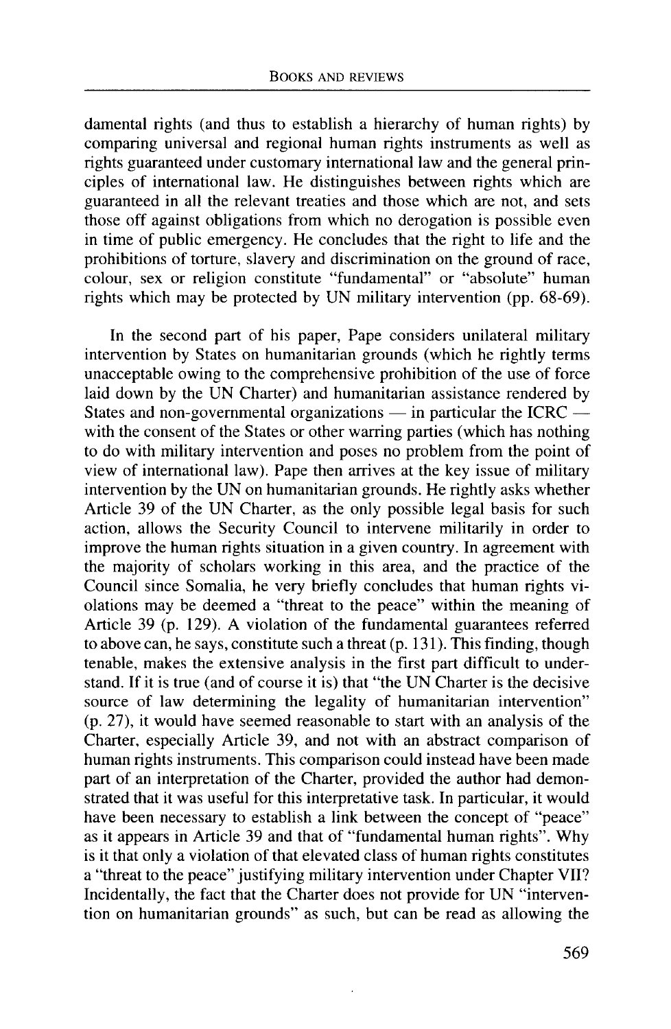damental rights (and thus to establish a hierarchy of human rights) by comparing universal and regional human rights instruments as well as rights guaranteed under customary international law and the general principles of international law. He distinguishes between rights which are guaranteed in all the relevant treaties and those which are not, and sets those off against obligations from which no derogation is possible even in time of public emergency. He concludes that the right to life and the prohibitions of torture, slavery and discrimination on the ground of race, colour, sex or religion constitute "fundamental" or "absolute" human rights which may be protected by UN military intervention (pp. 68-69).

In the second part of his paper, Pape considers unilateral military intervention by States on humanitarian grounds (which he rightly terms unacceptable owing to the comprehensive prohibition of the use of force laid down by the UN Charter) and humanitarian assistance rendered by States and non-governmental organizations — in particular the ICRC — with the consent of the States or other warring parties (which has nothing to do with military intervention and poses no problem from the point of view of international law). Pape then arrives at the key issue of military intervention by the UN on humanitarian grounds. He rightly asks whether Article 39 of the UN Charter, as the only possible legal basis for such action, allows the Security Council to intervene militarily in order to improve the human rights situation in a given country. In agreement with the majority of scholars working in this area, and the practice of the Council since Somalia, he very briefly concludes that human rights violations may be deemed a "threat to the peace" within the meaning of Article 39 (p. 129). A violation of the fundamental guarantees referred to above can, he says, constitute such a threat (p. 131). This finding, though tenable, makes the extensive analysis in the first part difficult to understand. If it is true (and of course it is) that "the UN Charter is the decisive source of law determining the legality of humanitarian intervention" (p. 27), it would have seemed reasonable to start with an analysis of the Charter, especially Article 39, and not with an abstract comparison of human rights instruments. This comparison could instead have been made part of an interpretation of the Charter, provided the author had demonstrated that it was useful for this interpretative task. In particular, it would have been necessary to establish a link between the concept of "peace" as it appears in Article 39 and that of "fundamental human rights". Why is it that only a violation of that elevated class of human rights constitutes a "threat to the peace" justifying military intervention under Chapter VII? Incidentally, the fact that the Charter does not provide for UN "intervention on humanitarian grounds" as such, but can be read as allowing the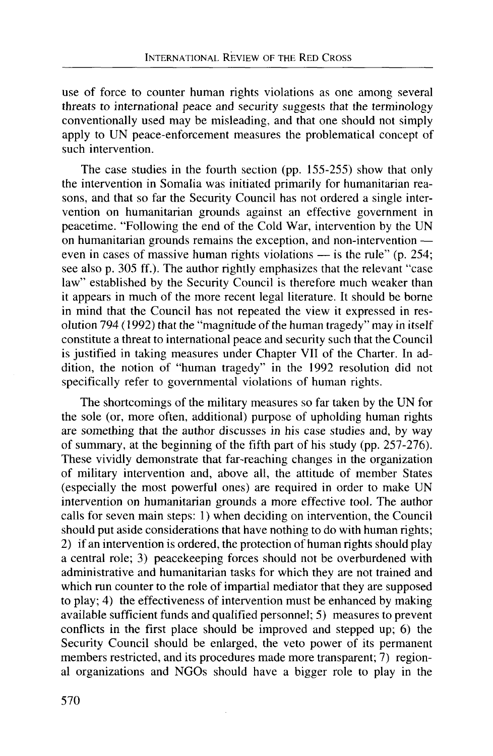use of force to counter human rights violations as one among several threats to international peace and security suggests that the terminology conventionally used may be misleading, and that one should not simply apply to UN peace-enforcement measures the problematical concept of such intervention.

The case studies in the fourth section (pp. 155-255) show that only the intervention in Somalia was initiated primarily for humanitarian reasons, and that so far the Security Council has not ordered a single intervention on humanitarian grounds against an effective government in peacetime. "Following the end of the Cold War, intervention by the UN on humanitarian grounds remains the exception, and non-intervention — even in cases of massive human rights violations — is the rule" (p. 254; see also p. 305 ff.). The author rightly emphasizes that the relevant "case law" established by the Security Council is therefore much weaker than it appears in much of the more recent legal literature. It should be borne in mind that the Council has not repeated the view it expressed in resolution 794 (1992) that the "magnitude of the human tragedy" may in itself constitute a threat to international peace and security such that the Council is justified in taking measures under Chapter VII of the Charter. In addition, the notion of "human tragedy" in the 1992 resolution did not specifically refer to governmental violations of human rights.

The shortcomings of the military measures so far taken by the UN for the sole (or, more often, additional) purpose of upholding human rights are something that the author discusses in his case studies and, by way of summary, at the beginning of the fifth part of his study (pp. 257-276). These vividly demonstrate that far-reaching changes in the organization of military intervention and, above all, the attitude of member States (especially the most powerful ones) are required in order to make UN intervention on humanitarian grounds a more effective tool. The author calls for seven main steps: 1) when deciding on intervention, the Council should put aside considerations that have nothing to do with human rights; 2) if an intervention is ordered, the protection of human rights should play a central role; 3) peacekeeping forces should not be overburdened with administrative and humanitarian tasks for which they are not trained and which run counter to the role of impartial mediator that they are supposed to play; 4) the effectiveness of intervention must be enhanced by making available sufficient funds and qualified personnel; 5) measures to prevent conflicts in the first place should be improved and stepped up; 6) the Security Council should be enlarged, the veto power of its permanent members restricted, and its procedures made more transparent; 7) regional organizations and NGOs should have a bigger role to play in the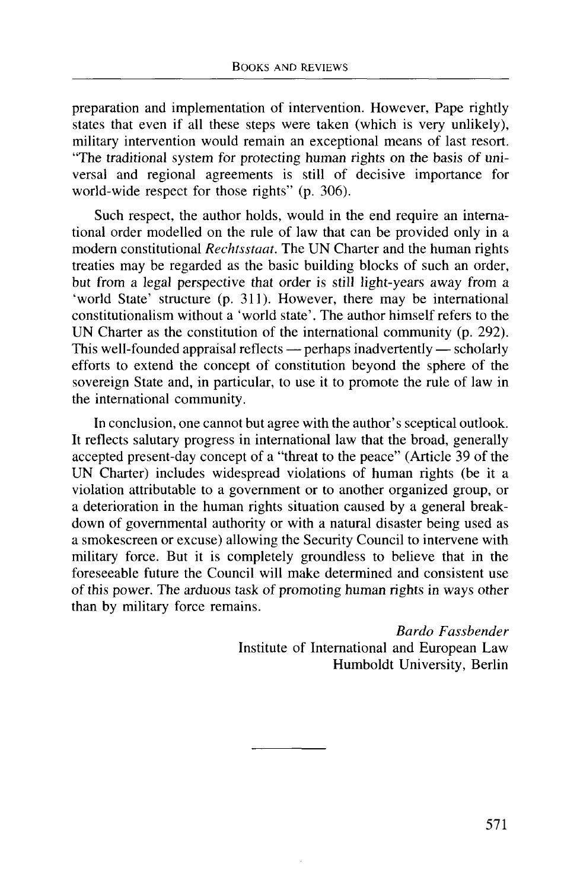preparation and implementation of intervention. However, Pape rightly states that even if all these steps were taken (which is very unlikely), military intervention would remain an exceptional means of last resort. "The traditional system for protecting human rights on the basis of universal and regional agreements is still of decisive importance for world-wide respect for those rights" (p. 306).

Such respect, the author holds, would in the end require an international order modelled on the rule of law that can be provided only in a modern constitutional *Rechtsstaat*. The UN Charter and the human rights treaties may be regarded as the basic building blocks of such an order, but from a legal perspective that order is still light-years away from a 'world State' structure (p. 311). However, there may be international constitutionalism without a 'world state'. The author himself refers to the UN Charter as the constitution of the international community (p. 292). This well-founded appraisal reflects — perhaps inadvertently — scholarly efforts to extend the concept of constitution beyond the sphere of the sovereign State and, in particular, to use it to promote the rule of law in the international community.

In conclusion, one cannot but agree with the author's sceptical outlook. It reflects salutary progress in international law that the broad, generally accepted present-day concept of a "threat to the peace" (Article 39 of the UN Charter) includes widespread violations of human rights (be it a violation attributable to a government or to another organized group, or a deterioration in the human rights situation caused by a general breakdown of governmental authority or with a natural disaster being used as a smokescreen or excuse) allowing the Security Council to intervene with military force. But it is completely groundless to believe that in the foreseeable future the Council will make determined and consistent use of this power. The arduous task of promoting human rights in ways other than by military force remains.

*Bardo Fassbender*
Institute of International and European Law
Humboldt University, Berlin